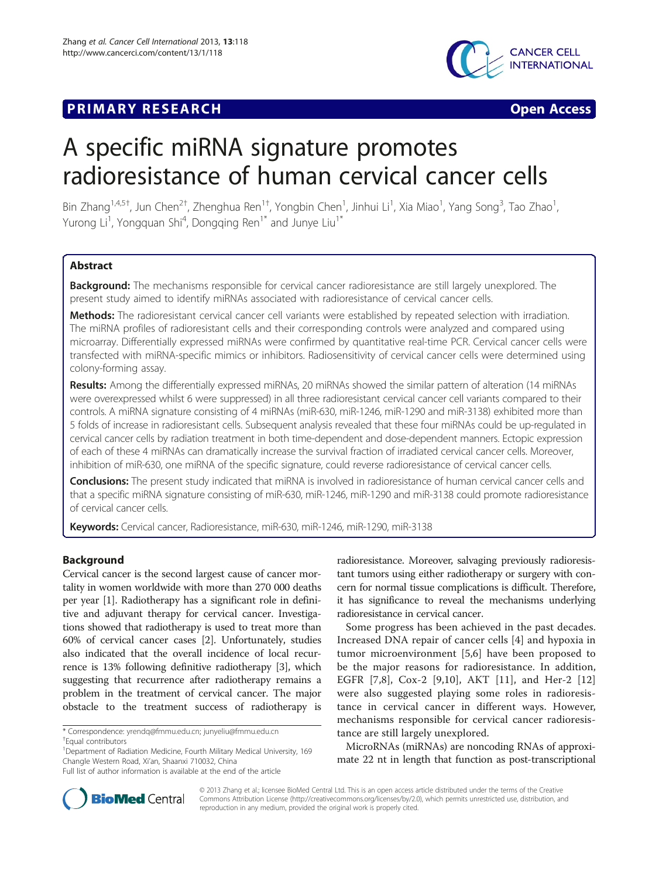**PRIMARY RESEARCH** **Open Access**

# A specific miRNA signature promotes radioresistance of human cervical cancer cells

Bin Zhang[1,4,5†], Jun Chen[2†], Zhenghua Ren[1†], Yongbin Chen[1], Jinhui Li[1], Xia Miao[1], Yang Song[3], Tao Zhao[1], Yurong Li[1], Yongquan Shi[4], Dongqing Ren[1*] and Junye Liu[1*]

## Abstract

**Background:** The mechanisms responsible for cervical cancer radioresistance are still largely unexplored. The present study aimed to identify miRNAs associated with radioresistance of cervical cancer cells.

**Methods:** The radioresistant cervical cancer cell variants were established by repeated selection with irradiation. The miRNA profiles of radioresistant cells and their corresponding controls were analyzed and compared using microarray. Differentially expressed miRNAs were confirmed by quantitative real-time PCR. Cervical cancer cells were transfected with miRNA-specific mimics or inhibitors. Radiosensitivity of cervical cancer cells were determined using colony-forming assay.

**Results:** Among the differentially expressed miRNAs, 20 miRNAs showed the similar pattern of alteration (14 miRNAs were overexpressed whilst 6 were suppressed) in all three radioresistant cervical cancer cell variants compared to their controls. A miRNA signature consisting of 4 miRNAs (miR-630, miR-1246, miR-1290 and miR-3138) exhibited more than 5 folds of increase in radioresistant cells. Subsequent analysis revealed that these four miRNAs could be up-regulated in cervical cancer cells by radiation treatment in both time-dependent and dose-dependent manners. Ectopic expression of each of these 4 miRNAs can dramatically increase the survival fraction of irradiated cervical cancer cells. Moreover, inhibition of miR-630, one miRNA of the specific signature, could reverse radioresistance of cervical cancer cells.

**Conclusions:** The present study indicated that miRNA is involved in radioresistance of human cervical cancer cells and that a specific miRNA signature consisting of miR-630, miR-1246, miR-1290 and miR-3138 could promote radioresistance of cervical cancer cells.

**Keywords:** Cervical cancer, Radioresistance, miR-630, miR-1246, miR-1290, miR-3138

## Background

Cervical cancer is the second largest cause of cancer mortality in women worldwide with more than 270 000 deaths per year [1]. Radiotherapy has a significant role in definitive and adjuvant therapy for cervical cancer. Investigations showed that radiotherapy is used to treat more than 60% of cervical cancer cases [2]. Unfortunately, studies also indicated that the overall incidence of local recurrence is 13% following definitive radiotherapy [3], which suggesting that recurrence after radiotherapy remains a problem in the treatment of cervical cancer. The major obstacle to the treatment success of radiotherapy is radioresistance. Moreover, salvaging previously radioresistant tumors using either radiotherapy or surgery with concern for normal tissue complications is difficult. Therefore, it has significance to reveal the mechanisms underlying radioresistance in cervical cancer.

Some progress has been achieved in the past decades. Increased DNA repair of cancer cells [4] and hypoxia in tumor microenvironment [5,6] have been proposed to be the major reasons for radioresistance. In addition, EGFR [7,8], Cox-2 [9,10], AKT [11], and Her-2 [12] were also suggested playing some roles in radioresistance in cervical cancer in different ways. However, mechanisms responsible for cervical cancer radioresistance are still largely unexplored.

MicroRNAs (miRNAs) are noncoding RNAs of approximate 22 nt in length that function as post-transcriptional

\* Correspondence: yrendq@fmmu.edu.cn; junyeliu@fmmu.edu.cn
†Equal contributors
[1]Department of Radiation Medicine, Fourth Military Medical University, 169 Changle Western Road, Xi'an, Shaanxi 710032, China
Full list of author information is available at the end of the article

© 2013 Zhang et al.; licensee BioMed Central Ltd. This is an open access article distributed under the terms of the Creative Commons Attribution License (http://creativecommons.org/licenses/by/2.0), which permits unrestricted use, distribution, and reproduction in any medium, provided the original work is properly cited.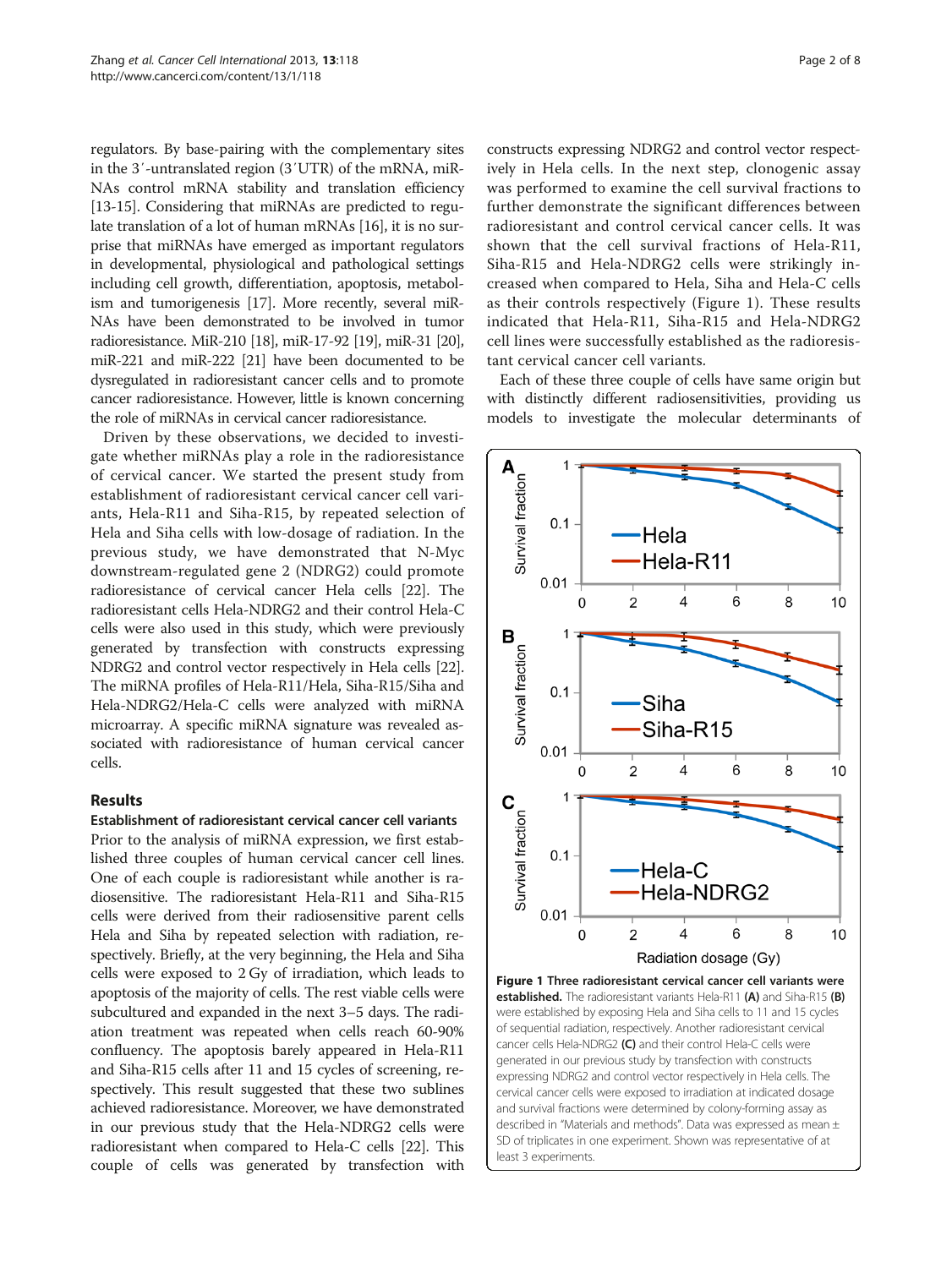regulators. By base-pairing with the complementary sites in the 3′-untranslated region (3′UTR) of the mRNA, miRNAs control mRNA stability and translation efficiency [13-15]. Considering that miRNAs are predicted to regulate translation of a lot of human mRNAs [16], it is no surprise that miRNAs have emerged as important regulators in developmental, physiological and pathological settings including cell growth, differentiation, apoptosis, metabolism and tumorigenesis [17]. More recently, several miRNAs have been demonstrated to be involved in tumor radioresistance. MiR-210 [18], miR-17-92 [19], miR-31 [20], miR-221 and miR-222 [21] have been documented to be dysregulated in radioresistant cancer cells and to promote cancer radioresistance. However, little is known concerning the role of miRNAs in cervical cancer radioresistance.

Driven by these observations, we decided to investigate whether miRNAs play a role in the radioresistance of cervical cancer. We started the present study from establishment of radioresistant cervical cancer cell variants, Hela-R11 and Siha-R15, by repeated selection of Hela and Siha cells with low-dosage of radiation. In the previous study, we have demonstrated that N-Myc downstream-regulated gene 2 (NDRG2) could promote radioresistance of cervical cancer Hela cells [22]. The radioresistant cells Hela-NDRG2 and their control Hela-C cells were also used in this study, which were previously generated by transfection with constructs expressing NDRG2 and control vector respectively in Hela cells [22]. The miRNA profiles of Hela-R11/Hela, Siha-R15/Siha and Hela-NDRG2/Hela-C cells were analyzed with miRNA microarray. A specific miRNA signature was revealed associated with radioresistance of human cervical cancer cells.

## Results

### Establishment of radioresistant cervical cancer cell variants

Prior to the analysis of miRNA expression, we first established three couples of human cervical cancer cell lines. One of each couple is radioresistant while another is radiosensitive. The radioresistant Hela-R11 and Siha-R15 cells were derived from their radiosensitive parent cells Hela and Siha by repeated selection with radiation, respectively. Briefly, at the very beginning, the Hela and Siha cells were exposed to 2 Gy of irradiation, which leads to apoptosis of the majority of cells. The rest viable cells were subcultured and expanded in the next 3–5 days. The radiation treatment was repeated when cells reach 60-90% confluency. The apoptosis barely appeared in Hela-R11 and Siha-R15 cells after 11 and 15 cycles of screening, respectively. This result suggested that these two sublines achieved radioresistance. Moreover, we have demonstrated in our previous study that the Hela-NDRG2 cells were radioresistant when compared to Hela-C cells [22]. This couple of cells was generated by transfection with constructs expressing NDRG2 and control vector respectively in Hela cells. In the next step, clonogenic assay was performed to examine the cell survival fractions to further demonstrate the significant differences between radioresistant and control cervical cancer cells. It was shown that the cell survival fractions of Hela-R11, Siha-R15 and Hela-NDRG2 cells were strikingly increased when compared to Hela, Siha and Hela-C cells as their controls respectively (Figure 1). These results indicated that Hela-R11, Siha-R15 and Hela-NDRG2 cell lines were successfully established as the radioresistant cervical cancer cell variants.

Each of these three couple of cells have same origin but with distinctly different radiosensitivities, providing us models to investigate the molecular determinants of

**Figure 1 Three radioresistant cervical cancer cell variants were established.** The radioresistant variants Hela-R11 **(A)** and Siha-R15 **(B)** were established by exposing Hela and Siha cells to 11 and 15 cycles of sequential radiation, respectively. Another radioresistant cervical cancer cells Hela-NDRG2 **(C)** and their control Hela-C cells were generated in our previous study by transfection with constructs expressing NDRG2 and control vector respectively in Hela cells. The cervical cancer cells were exposed to irradiation at indicated dosage and survival fractions were determined by colony-forming assay as described in "Materials and methods". Data was expressed as mean ± SD of triplicates in one experiment. Shown was representative of at least 3 experiments.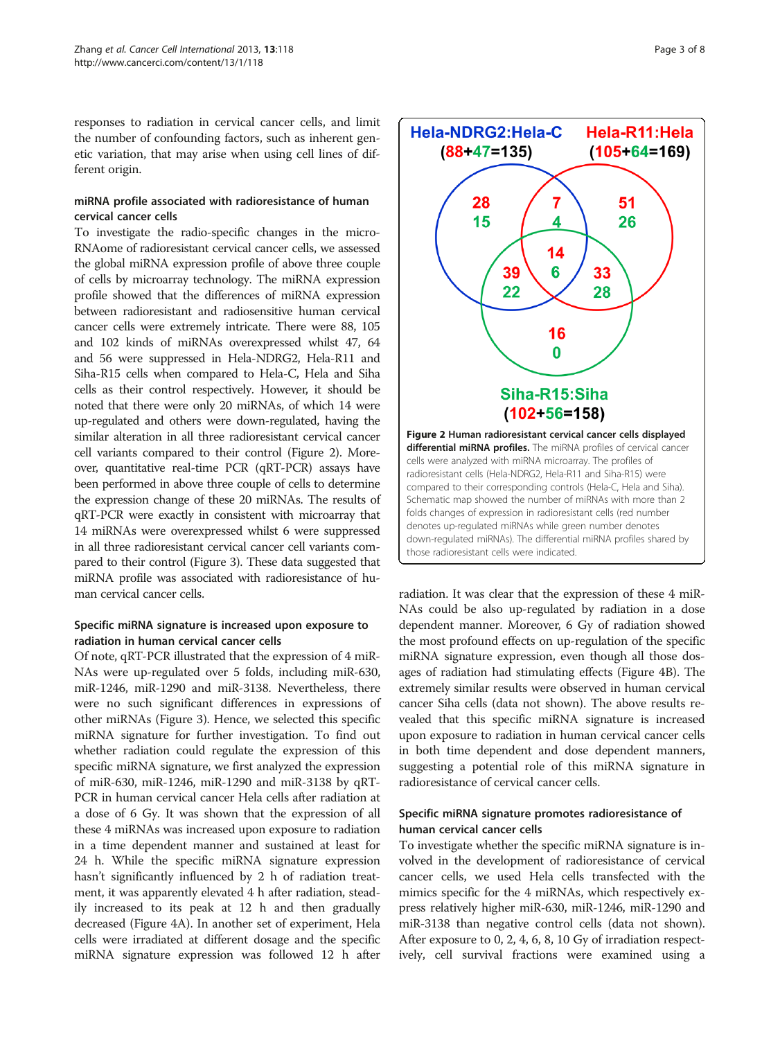responses to radiation in cervical cancer cells, and limit the number of confounding factors, such as inherent genetic variation, that may arise when using cell lines of different origin.

### miRNA profile associated with radioresistance of human cervical cancer cells

To investigate the radio-specific changes in the microRNAome of radioresistant cervical cancer cells, we assessed the global miRNA expression profile of above three couple of cells by microarray technology. The miRNA expression profile showed that the differences of miRNA expression between radioresistant and radiosensitive human cervical cancer cells were extremely intricate. There were 88, 105 and 102 kinds of miRNAs overexpressed whilst 47, 64 and 56 were suppressed in Hela-NDRG2, Hela-R11 and Siha-R15 cells when compared to Hela-C, Hela and Siha cells as their control respectively. However, it should be noted that there were only 20 miRNAs, of which 14 were up-regulated and others were down-regulated, having the similar alteration in all three radioresistant cervical cancer cell variants compared to their control (Figure 2). Moreover, quantitative real-time PCR (qRT-PCR) assays have been performed in above three couple of cells to determine the expression change of these 20 miRNAs. The results of qRT-PCR were exactly in consistent with microarray that 14 miRNAs were overexpressed whilst 6 were suppressed in all three radioresistant cervical cancer cell variants compared to their control (Figure 3). These data suggested that miRNA profile was associated with radioresistance of human cervical cancer cells.

**Figure 2 Human radioresistant cervical cancer cells displayed differential miRNA profiles.** The miRNA profiles of cervical cancer cells were analyzed with miRNA microarray. The profiles of radioresistant cells (Hela-NDRG2, Hela-R11 and Siha-R15) were compared to their corresponding controls (Hela-C, Hela and Siha). Schematic map showed the number of miRNAs with more than 2 folds changes of expression in radioresistant cells (red number denotes up-regulated miRNAs while green number denotes down-regulated miRNAs). The differential miRNA profiles shared by those radioresistant cells were indicated.

### Specific miRNA signature is increased upon exposure to radiation in human cervical cancer cells

Of note, qRT-PCR illustrated that the expression of 4 miRNAs were up-regulated over 5 folds, including miR-630, miR-1246, miR-1290 and miR-3138. Nevertheless, there were no such significant differences in expressions of other miRNAs (Figure 3). Hence, we selected this specific miRNA signature for further investigation. To find out whether radiation could regulate the expression of this specific miRNA signature, we first analyzed the expression of miR-630, miR-1246, miR-1290 and miR-3138 by qRT-PCR in human cervical cancer Hela cells after radiation at a dose of 6 Gy. It was shown that the expression of all these 4 miRNAs was increased upon exposure to radiation in a time dependent manner and sustained at least for 24 h. While the specific miRNA signature expression hasn't significantly influenced by 2 h of radiation treatment, it was apparently elevated 4 h after radiation, steadily increased to its peak at 12 h and then gradually decreased (Figure 4A). In another set of experiment, Hela cells were irradiated at different dosage and the specific miRNA signature expression was followed 12 h after radiation. It was clear that the expression of these 4 miRNAs could be also up-regulated by radiation in a dose dependent manner. Moreover, 6 Gy of radiation showed the most profound effects on up-regulation of the specific miRNA signature expression, even though all those dosages of radiation had stimulating effects (Figure 4B). The extremely similar results were observed in human cervical cancer Siha cells (data not shown). The above results revealed that this specific miRNA signature is increased upon exposure to radiation in human cervical cancer cells in both time dependent and dose dependent manners, suggesting a potential role of this miRNA signature in radioresistance of cervical cancer cells.

### Specific miRNA signature promotes radioresistance of human cervical cancer cells

To investigate whether the specific miRNA signature is involved in the development of radioresistance of cervical cancer cells, we used Hela cells transfected with the mimics specific for the 4 miRNAs, which respectively express relatively higher miR-630, miR-1246, miR-1290 and miR-3138 than negative control cells (data not shown). After exposure to 0, 2, 4, 6, 8, 10 Gy of irradiation respectively, cell survival fractions were examined using a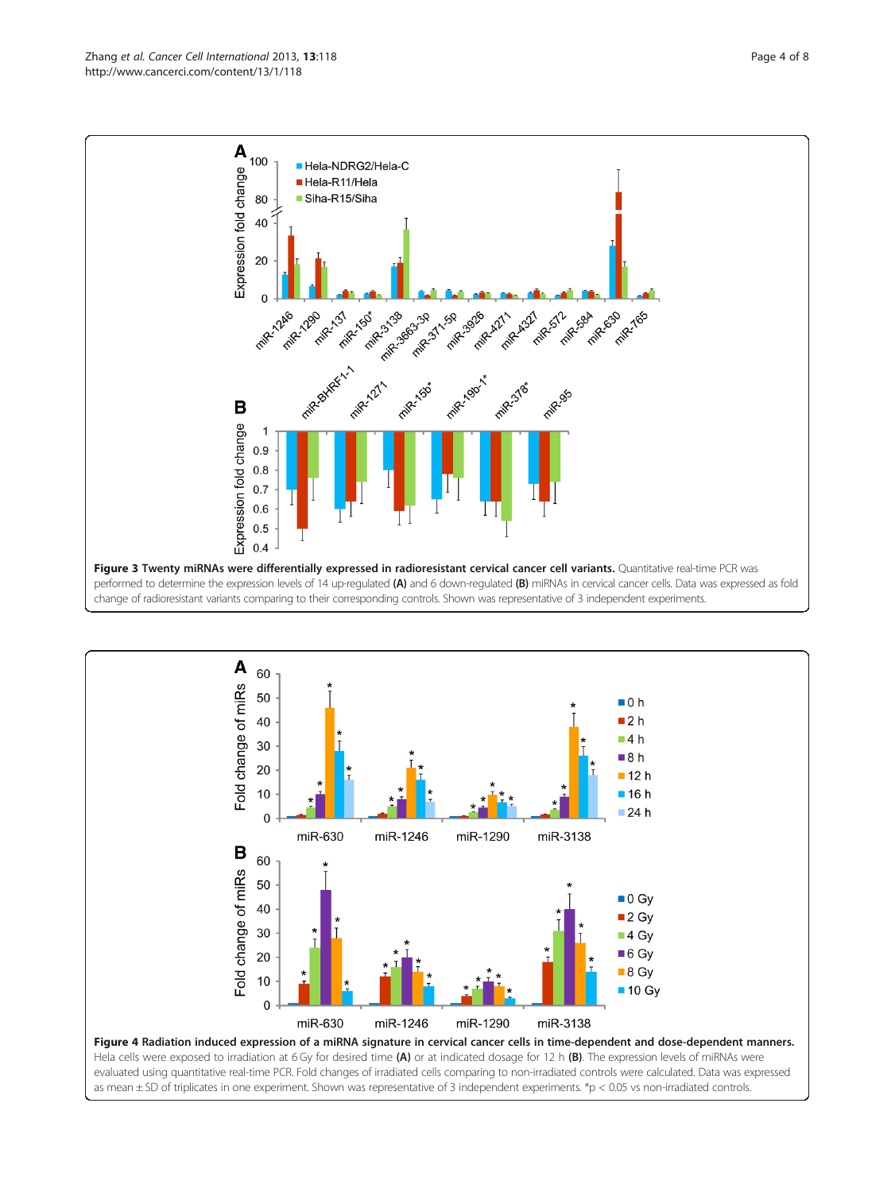**Figure 3 Twenty miRNAs were differentially expressed in radioresistant cervical cancer cell variants.** Quantitative real-time PCR was performed to determine the expression levels of 14 up-regulated **(A)** and 6 down-regulated **(B)** miRNAs in cervical cancer cells. Data was expressed as fold change of radioresistant variants comparing to their corresponding controls. Shown was representative of 3 independent experiments.

**Figure 4 Radiation induced expression of a miRNA signature in cervical cancer cells in time-dependent and dose-dependent manners.** Hela cells were exposed to irradiation at 6 Gy for desired time **(A)** or at indicated dosage for 12 h **(B)**. The expression levels of miRNAs were evaluated using quantitative real-time PCR. Fold changes of irradiated cells comparing to non-irradiated controls were calculated. Data was expressed as mean ± SD of triplicates in one experiment. Shown was representative of 3 independent experiments. *$p < 0.05$ vs non-irradiated controls.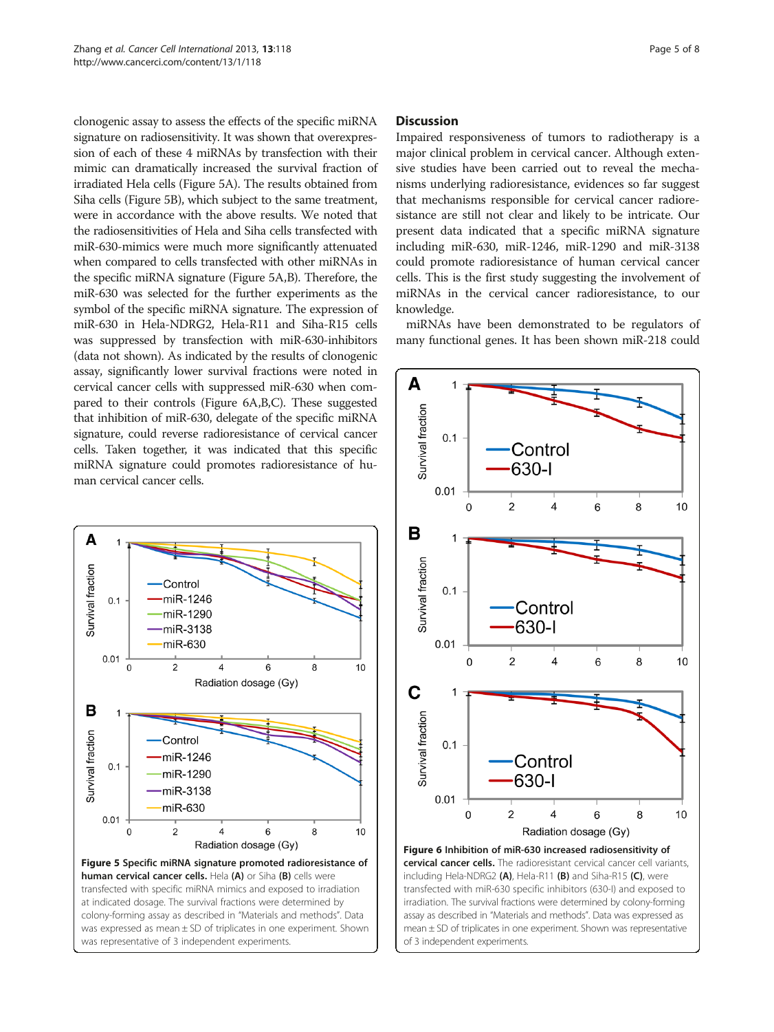clonogenic assay to assess the effects of the specific miRNA signature on radiosensitivity. It was shown that overexpression of each of these 4 miRNAs by transfection with their mimic can dramatically increased the survival fraction of irradiated Hela cells (Figure 5A). The results obtained from Siha cells (Figure 5B), which subject to the same treatment, were in accordance with the above results. We noted that the radiosensitivities of Hela and Siha cells transfected with miR-630-mimics were much more significantly attenuated when compared to cells transfected with other miRNAs in the specific miRNA signature (Figure 5A,B). Therefore, the miR-630 was selected for the further experiments as the symbol of the specific miRNA signature. The expression of miR-630 in Hela-NDRG2, Hela-R11 and Siha-R15 cells was suppressed by transfection with miR-630-inhibitors (data not shown). As indicated by the results of clonogenic assay, significantly lower survival fractions were noted in cervical cancer cells with suppressed miR-630 when compared to their controls (Figure 6A,B,C). These suggested that inhibition of miR-630, delegate of the specific miRNA signature, could reverse radioresistance of cervical cancer cells. Taken together, it was indicated that this specific miRNA signature could promotes radioresistance of human cervical cancer cells.

**Figure 5 Specific miRNA signature promoted radioresistance of human cervical cancer cells.** Hela **(A)** or Siha **(B)** cells were transfected with specific miRNA mimics and exposed to irradiation at indicated dosage. The survival fractions were determined by colony-forming assay as described in "Materials and methods". Data was expressed as mean ± SD of triplicates in one experiment. Shown was representative of 3 independent experiments.

## Discussion

Impaired responsiveness of tumors to radiotherapy is a major clinical problem in cervical cancer. Although extensive studies have been carried out to reveal the mechanisms underlying radioresistance, evidences so far suggest that mechanisms responsible for cervical cancer radioresistance are still not clear and likely to be intricate. Our present data indicated that a specific miRNA signature including miR-630, miR-1246, miR-1290 and miR-3138 could promote radioresistance of human cervical cancer cells. This is the first study suggesting the involvement of miRNAs in the cervical cancer radioresistance, to our knowledge.

miRNAs have been demonstrated to be regulators of many functional genes. It has been shown miR-218 could

**Figure 6 Inhibition of miR-630 increased radiosensitivity of cervical cancer cells.** The radioresistant cervical cancer cell variants, including Hela-NDRG2 **(A)**, Hela-R11 **(B)** and Siha-R15 **(C)**, were transfected with miR-630 specific inhibitors (630-I) and exposed to irradiation. The survival fractions were determined by colony-forming assay as described in "Materials and methods". Data was expressed as mean ± SD of triplicates in one experiment. Shown was representative of 3 independent experiments.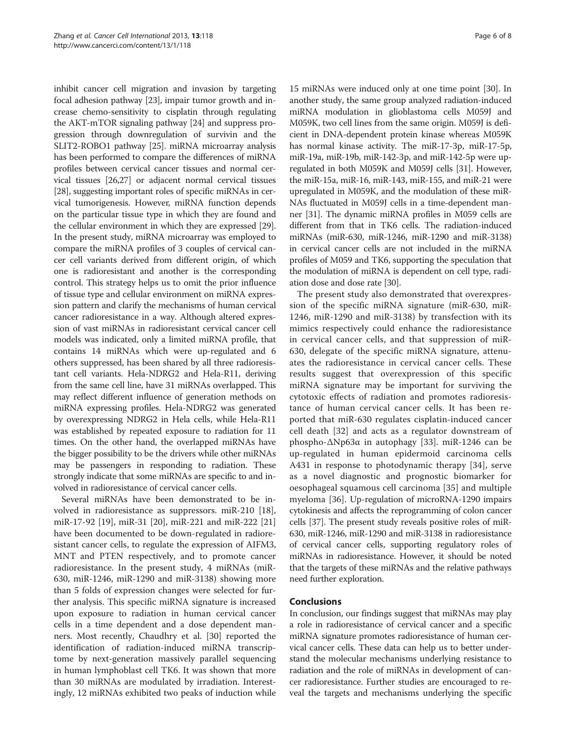inhibit cancer cell migration and invasion by targeting focal adhesion pathway [23], impair tumor growth and increase chemo-sensitivity to cisplatin through regulating the AKT-mTOR signaling pathway [24] and suppress progression through downregulation of survivin and the SLIT2-ROBO1 pathway [25]. miRNA microarray analysis has been performed to compare the differences of miRNA profiles between cervical cancer tissues and normal cervical tissues [26,27] or adjacent normal cervical tissues [28], suggesting important roles of specific miRNAs in cervical tumorigenesis. However, miRNA function depends on the particular tissue type in which they are found and the cellular environment in which they are expressed [29]. In the present study, miRNA microarray was employed to compare the miRNA profiles of 3 couples of cervical cancer cell variants derived from different origin, of which one is radioresistant and another is the corresponding control. This strategy helps us to omit the prior influence of tissue type and cellular environment on miRNA expression pattern and clarify the mechanisms of human cervical cancer radioresistance in a way. Although altered expression of vast miRNAs in radioresistant cervical cancer cell models was indicated, only a limited miRNA profile, that contains 14 miRNAs which were up-regulated and 6 others suppressed, has been shared by all three radioresistant cell variants. Hela-NDRG2 and Hela-R11, deriving from the same cell line, have 31 miRNAs overlapped. This may reflect different influence of generation methods on miRNA expressing profiles. Hela-NDRG2 was generated by overexpressing NDRG2 in Hela cells, while Hela-R11 was established by repeated exposure to radiation for 11 times. On the other hand, the overlapped miRNAs have the bigger possibility to be the drivers while other miRNAs may be passengers in responding to radiation. These strongly indicate that some miRNAs are specific to and involved in radioresistance of cervical cancer cells.

Several miRNAs have been demonstrated to be involved in radioresistance as suppressors. miR-210 [18], miR-17-92 [19], miR-31 [20], miR-221 and miR-222 [21] have been documented to be down-regulated in radioresistant cancer cells, to regulate the expression of AIFM3, MNT and PTEN respectively, and to promote cancer radioresistance. In the present study, 4 miRNAs (miR-630, miR-1246, miR-1290 and miR-3138) showing more than 5 folds of expression changes were selected for further analysis. This specific miRNA signature is increased upon exposure to radiation in human cervical cancer cells in a time dependent and a dose dependent manners. Most recently, Chaudhry et al. [30] reported the identification of radiation-induced miRNA transcriptome by next-generation massively parallel sequencing in human lymphoblast cell TK6. It was shown that more than 30 miRNAs are modulated by irradiation. Interestingly, 12 miRNAs exhibited two peaks of induction while 15 miRNAs were induced only at one time point [30]. In another study, the same group analyzed radiation-induced miRNA modulation in glioblastoma cells M059J and M059K, two cell lines from the same origin. M059J is deficient in DNA-dependent protein kinase whereas M059K has normal kinase activity. The miR-17-3p, miR-17-5p, miR-19a, miR-19b, miR-142-3p, and miR-142-5p were upregulated in both M059K and M059J cells [31]. However, the miR-15a, miR-16, miR-143, miR-155, and miR-21 were upregulated in M059K, and the modulation of these miRNAs fluctuated in M059J cells in a time-dependent manner [31]. The dynamic miRNA profiles in M059 cells are different from that in TK6 cells. The radiation-induced miRNAs (miR-630, miR-1246, miR-1290 and miR-3138) in cervical cancer cells are not included in the miRNA profiles of M059 and TK6, supporting the speculation that the modulation of miRNA is dependent on cell type, radiation dose and dose rate [30].

The present study also demonstrated that overexpression of the specific miRNA signature (miR-630, miR-1246, miR-1290 and miR-3138) by transfection with its mimics respectively could enhance the radioresistance in cervical cancer cells, and that suppression of miR-630, delegate of the specific miRNA signature, attenuates the radioresistance in cervical cancer cells. These results suggest that overexpression of this specific miRNA signature may be important for surviving the cytotoxic effects of radiation and promotes radioresistance of human cervical cancer cells. It has been reported that miR-630 regulates cisplatin-induced cancer cell death [32] and acts as a regulator downstream of phospho-ΔNp63α in autophagy [33]. miR-1246 can be up-regulated in human epidermoid carcinoma cells A431 in response to photodynamic therapy [34], serve as a novel diagnostic and prognostic biomarker for oesophageal squamous cell carcinoma [35] and multiple myeloma [36]. Up-regulation of microRNA-1290 impairs cytokinesis and affects the reprogramming of colon cancer cells [37]. The present study reveals positive roles of miR-630, miR-1246, miR-1290 and miR-3138 in radioresistance of cervical cancer cells, supporting regulatory roles of miRNAs in radioresistance. However, it should be noted that the targets of these miRNAs and the relative pathways need further exploration.

## Conclusions

In conclusion, our findings suggest that miRNAs may play a role in radioresistance of cervical cancer and a specific miRNA signature promotes radioresistance of human cervical cancer cells. These data can help us to better understand the molecular mechanisms underlying resistance to radiation and the role of miRNAs in development of cancer radioresistance. Further studies are encouraged to reveal the targets and mechanisms underlying the specific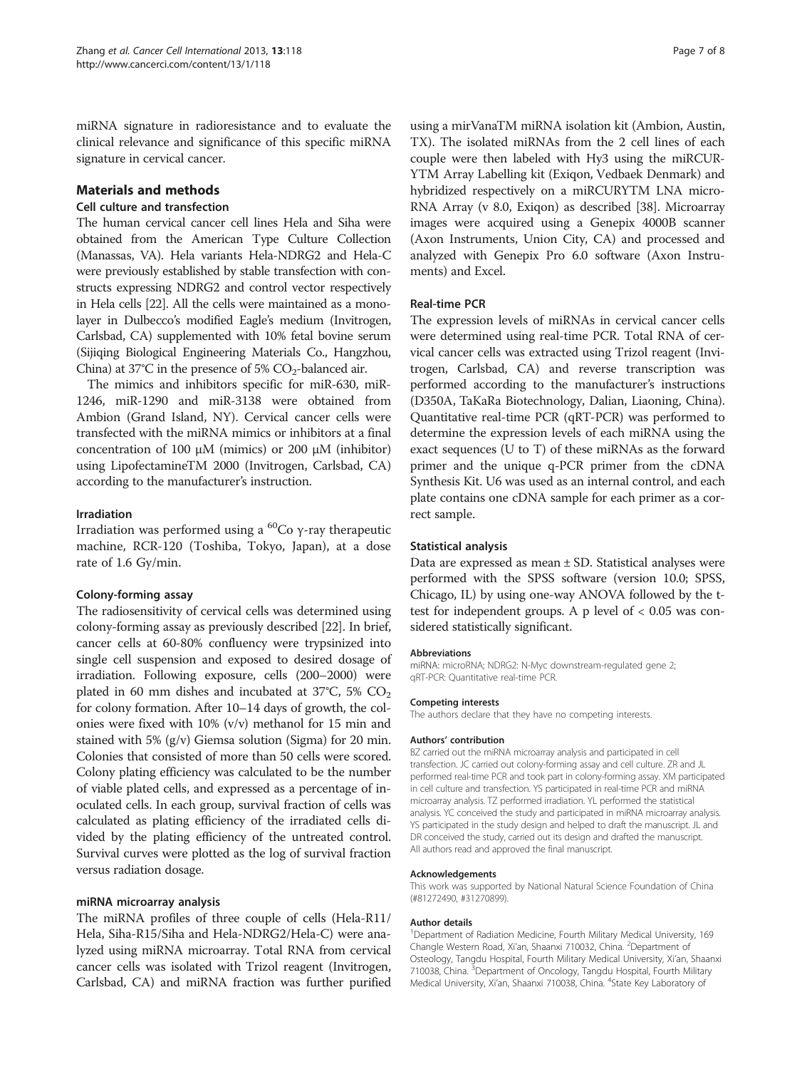miRNA signature in radioresistance and to evaluate the clinical relevance and significance of this specific miRNA signature in cervical cancer.

## Materials and methods

### Cell culture and transfection

The human cervical cancer cell lines Hela and Siha were obtained from the American Type Culture Collection (Manassas, VA). Hela variants Hela-NDRG2 and Hela-C were previously established by stable transfection with constructs expressing NDRG2 and control vector respectively in Hela cells [22]. All the cells were maintained as a monolayer in Dulbecco's modified Eagle's medium (Invitrogen, Carlsbad, CA) supplemented with 10% fetal bovine serum (Sijiqing Biological Engineering Materials Co., Hangzhou, China) at 37°C in the presence of 5% $CO_2$-balanced air.

The mimics and inhibitors specific for miR-630, miR-1246, miR-1290 and miR-3138 were obtained from Ambion (Grand Island, NY). Cervical cancer cells were transfected with the miRNA mimics or inhibitors at a final concentration of 100 μM (mimics) or 200 μM (inhibitor) using LipofectamineTM 2000 (Invitrogen, Carlsbad, CA) according to the manufacturer's instruction.

### Irradiation

Irradiation was performed using a $^{60}$Co γ-ray therapeutic machine, RCR-120 (Toshiba, Tokyo, Japan), at a dose rate of 1.6 Gy/min.

### Colony-forming assay

The radiosensitivity of cervical cells was determined using colony-forming assay as previously described [22]. In brief, cancer cells at 60-80% confluency were trypsinized into single cell suspension and exposed to desired dosage of irradiation. Following exposure, cells (200–2000) were plated in 60 mm dishes and incubated at 37°C, 5% $CO_2$ for colony formation. After 10–14 days of growth, the colonies were fixed with 10% (v/v) methanol for 15 min and stained with 5% (g/v) Giemsa solution (Sigma) for 20 min. Colonies that consisted of more than 50 cells were scored. Colony plating efficiency was calculated to be the number of viable plated cells, and expressed as a percentage of inoculated cells. In each group, survival fraction of cells was calculated as plating efficiency of the irradiated cells divided by the plating efficiency of the untreated control. Survival curves were plotted as the log of survival fraction versus radiation dosage.

### miRNA microarray analysis

The miRNA profiles of three couple of cells (Hela-R11/Hela, Siha-R15/Siha and Hela-NDRG2/Hela-C) were analyzed using miRNA microarray. Total RNA from cervical cancer cells was isolated with Trizol reagent (Invitrogen, Carlsbad, CA) and miRNA fraction was further purified using a mirVanaTM miRNA isolation kit (Ambion, Austin, TX). The isolated miRNAs from the 2 cell lines of each couple were then labeled with Hy3 using the miRCURYTM Array Labelling kit (Exiqon, Vedbaek Denmark) and hybridized respectively on a miRCURYTM LNA microRNA Array (v 8.0, Exiqon) as described [38]. Microarray images were acquired using a Genepix 4000B scanner (Axon Instruments, Union City, CA) and processed and analyzed with Genepix Pro 6.0 software (Axon Instruments) and Excel.

### Real-time PCR

The expression levels of miRNAs in cervical cancer cells were determined using real-time PCR. Total RNA of cervical cancer cells was extracted using Trizol reagent (Invitrogen, Carlsbad, CA) and reverse transcription was performed according to the manufacturer's instructions (D350A, TaKaRa Biotechnology, Dalian, Liaoning, China). Quantitative real-time PCR (qRT-PCR) was performed to determine the expression levels of each miRNA using the exact sequences (U to T) of these miRNAs as the forward primer and the unique q-PCR primer from the cDNA Synthesis Kit. U6 was used as an internal control, and each plate contains one cDNA sample for each primer as a correct sample.

### Statistical analysis

Data are expressed as mean ± SD. Statistical analyses were performed with the SPSS software (version 10.0; SPSS, Chicago, IL) by using one-way ANOVA followed by the t-test for independent groups. A p level of $< 0.05$ was considered statistically significant.

#### Abbreviations

miRNA: microRNA; NDRG2: N-Myc downstream-regulated gene 2; qRT-PCR: Quantitative real-time PCR.

#### Competing interests

The authors declare that they have no competing interests.

#### Authors' contribution

BZ carried out the miRNA microarray analysis and participated in cell transfection. JC carried out colony-forming assay and cell culture. ZR and JL performed real-time PCR and took part in colony-forming assay. XM participated in cell culture and transfection. YS participated in real-time PCR and miRNA microarray analysis. TZ performed irradiation. YL performed the statistical analysis. YC conceived the study and participated in miRNA microarray analysis. YS participated in the study design and helped to draft the manuscript. JL and DR conceived the study, carried out its design and drafted the manuscript. All authors read and approved the final manuscript.

#### Acknowledgements

This work was supported by National Natural Science Foundation of China (#81272490, #31270899).

#### Author details

[1]Department of Radiation Medicine, Fourth Military Medical University, 169 Changle Western Road, Xi'an, Shaanxi 710032, China. [2]Department of Osteology, Tangdu Hospital, Fourth Military Medical University, Xi'an, Shaanxi 710038, China. [3]Department of Oncology, Tangdu Hospital, Fourth Military Medical University, Xi'an, Shaanxi 710038, China. [4]State Key Laboratory of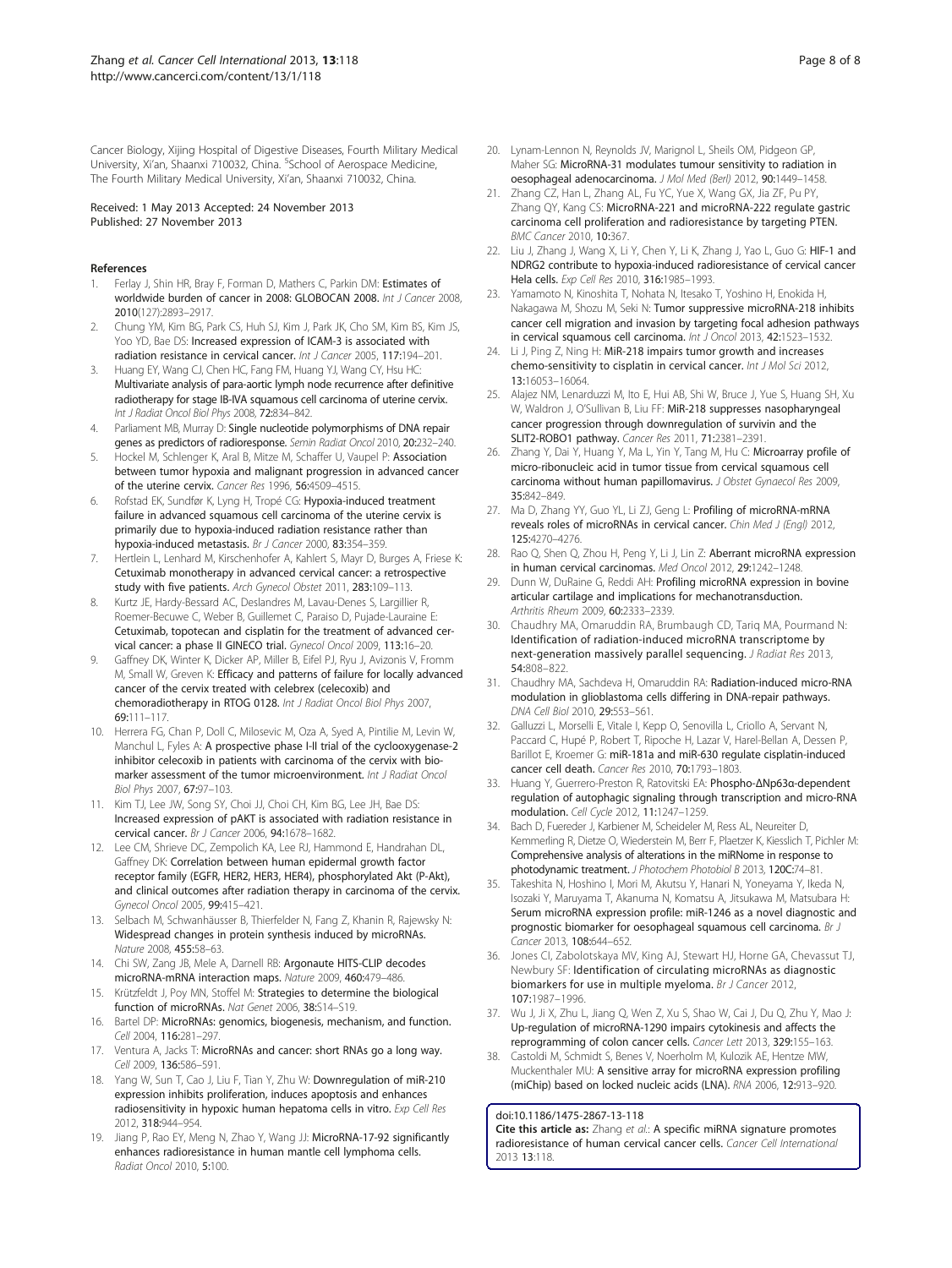Cancer Biology, Xijing Hospital of Digestive Diseases, Fourth Military Medical University, Xi'an, Shaanxi 710032, China. [5]School of Aerospace Medicine, The Fourth Military Medical University, Xi'an, Shaanxi 710032, China.

Received: 1 May 2013 Accepted: 24 November 2013
Published: 27 November 2013

## References

1. Ferlay J, Shin HR, Bray F, Forman D, Mathers C, Parkin DM: **Estimates of worldwide burden of cancer in 2008: GLOBOCAN 2008.** *Int J Cancer* 2008, **2010**(127):2893–2917.
2. Chung YM, Kim BG, Park CS, Huh SJ, Kim J, Park JK, Cho SM, Kim BS, Kim JS, Yoo YD, Bae DS: **Increased expression of ICAM-3 is associated with radiation resistance in cervical cancer.** *Int J Cancer* 2005, **117:**194–201.
3. Huang EY, Wang CJ, Chen HC, Fang FM, Huang YJ, Wang CY, Hsu HC: **Multivariate analysis of para-aortic lymph node recurrence after definitive radiotherapy for stage IB-IVA squamous cell carcinoma of uterine cervix.** *Int J Radiat Oncol Biol Phys* 2008, **72:**834–842.
4. Parliament MB, Murray D: **Single nucleotide polymorphisms of DNA repair genes as predictors of radioresponse.** *Semin Radiat Oncol* 2010, **20:**232–240.
5. Hockel M, Schlenger K, Aral B, Mitze M, Schaffer U, Vaupel P: **Association between tumor hypoxia and malignant progression in advanced cancer of the uterine cervix.** *Cancer Res* 1996, **56:**4509–4515.
6. Rofstad EK, Sundfør K, Lyng H, Tropé CG: **Hypoxia-induced treatment failure in advanced squamous cell carcinoma of the uterine cervix is primarily due to hypoxia-induced radiation resistance rather than hypoxia-induced metastasis.** *Br J Cancer* 2000, **83:**354–359.
7. Hertlein L, Lenhard M, Kirschenhofer A, Kahlert S, Mayr D, Burges A, Friese K: **Cetuximab monotherapy in advanced cervical cancer: a retrospective study with five patients.** *Arch Gynecol Obstet* 2011, **283:**109–113.
8. Kurtz JE, Hardy-Bessard AC, Deslandres M, Lavau-Denes S, Largillier R, Roemer-Becuwe C, Weber B, Guillemet C, Paraiso D, Pujade-Lauraine E: **Cetuximab, topotecan and cisplatin for the treatment of advanced cervical cancer: a phase II GINECO trial.** *Gynecol Oncol* 2009, **113:**16–20.
9. Gaffney DK, Winter K, Dicker AP, Miller B, Eifel PJ, Ryu J, Avizonis V, Fromm M, Small W, Greven K: **Efficacy and patterns of failure for locally advanced cancer of the cervix treated with celebrex (celecoxib) and chemoradiotherapy in RTOG 0128.** *Int J Radiat Oncol Biol Phys* 2007, **69:**111–117.
10. Herrera FG, Chan P, Doll C, Milosevic M, Oza A, Syed A, Pintilie M, Levin W, Manchul L, Fyles A: **A prospective phase I-II trial of the cyclooxygenase-2 inhibitor celecoxib in patients with carcinoma of the cervix with biomarker assessment of the tumor microenvironment.** *Int J Radiat Oncol Biol Phys* 2007, **67:**97–103.
11. Kim TJ, Lee JW, Song SY, Choi JJ, Choi CH, Kim BG, Lee JH, Bae DS: **Increased expression of pAKT is associated with radiation resistance in cervical cancer.** *Br J Cancer* 2006, **94:**1678–1682.
12. Lee CM, Shrieve DC, Zempolich KA, Lee RJ, Hammond E, Handrahan DL, Gaffney DK: **Correlation between human epidermal growth factor receptor family (EGFR, HER2, HER3, HER4), phosphorylated Akt (P-Akt), and clinical outcomes after radiation therapy in carcinoma of the cervix.** *Gynecol Oncol* 2005, **99:**415–421.
13. Selbach M, Schwanhäusser B, Thierfelder N, Fang Z, Khanin R, Rajewsky N: **Widespread changes in protein synthesis induced by microRNAs.** *Nature* 2008, **455:**58–63.
14. Chi SW, Zang JB, Mele A, Darnell RB: **Argonaute HITS-CLIP decodes microRNA-mRNA interaction maps.** *Nature* 2009, **460:**479–486.
15. Krützfeldt J, Poy MN, Stoffel M: **Strategies to determine the biological function of microRNAs.** *Nat Genet* 2006, **38:**S14–S19.
16. Bartel DP: **MicroRNAs: genomics, biogenesis, mechanism, and function.** *Cell* 2004, **116:**281–297.
17. Ventura A, Jacks T: **MicroRNAs and cancer: short RNAs go a long way.** *Cell* 2009, **136:**586–591.
18. Yang W, Sun T, Cao J, Liu F, Tian Y, Zhu W: **Downregulation of miR-210 expression inhibits proliferation, induces apoptosis and enhances radiosensitivity in hypoxic human hepatoma cells in vitro.** *Exp Cell Res* 2012, **318:**944–954.
19. Jiang P, Rao EY, Meng N, Zhao Y, Wang JJ: **MicroRNA-17-92 significantly enhances radioresistance in human mantle cell lymphoma cells.** *Radiat Oncol* 2010, **5:**100.
20. Lynam-Lennon N, Reynolds JV, Marignol L, Sheils OM, Pidgeon GP, Maher SG: **MicroRNA-31 modulates tumour sensitivity to radiation in oesophageal adenocarcinoma.** *J Mol Med (Berl)* 2012, **90:**1449–1458.
21. Zhang CZ, Han L, Zhang AL, Fu YC, Yue X, Wang GX, Jia ZF, Pu PY, Zhang QY, Kang CS: **MicroRNA-221 and microRNA-222 regulate gastric carcinoma cell proliferation and radioresistance by targeting PTEN.** *BMC Cancer* 2010, **10:**367.
22. Liu J, Zhang J, Wang X, Li Y, Chen Y, Li K, Zhang J, Yao L, Guo G: **HIF-1 and NDRG2 contribute to hypoxia-induced radioresistance of cervical cancer Hela cells.** *Exp Cell Res* 2010, **316:**1985–1993.
23. Yamamoto N, Kinoshita T, Nohata N, Itesako T, Yoshino H, Enokida H, Nakagawa M, Shozu M, Seki N: **Tumor suppressive microRNA-218 inhibits cancer cell migration and invasion by targeting focal adhesion pathways in cervical squamous cell carcinoma.** *Int J Oncol* 2013, **42:**1523–1532.
24. Li J, Ping Z, Ning H: **MiR-218 impairs tumor growth and increases chemo-sensitivity to cisplatin in cervical cancer.** *Int J Mol Sci* 2012, **13:**16053–16064.
25. Alajez NM, Lenarduzzi M, Ito E, Hui AB, Shi W, Bruce J, Yue S, Huang SH, Xu W, Waldron J, O'Sullivan B, Liu FF: **MiR-218 suppresses nasopharyngeal cancer progression through downregulation of survivin and the SLIT2-ROBO1 pathway.** *Cancer Res* 2011, **71:**2381–2391.
26. Zhang Y, Dai Y, Huang Y, Ma L, Yin Y, Tang M, Hu C: **Microarray profile of micro-ribonucleic acid in tumor tissue from cervical squamous cell carcinoma without human papillomavirus.** *J Obstet Gynaecol Res* 2009, **35:**842–849.
27. Ma D, Zhang YY, Guo YL, Li ZJ, Geng L: **Profiling of microRNA-mRNA reveals roles of microRNAs in cervical cancer.** *Chin Med J (Engl)* 2012, **125:**4270–4276.
28. Rao Q, Shen Q, Zhou H, Peng Y, Li J, Lin Z: **Aberrant microRNA expression in human cervical carcinomas.** *Med Oncol* 2012, **29:**1242–1248.
29. Dunn W, DuRaine G, Reddi AH: **Profiling microRNA expression in bovine articular cartilage and implications for mechanotransduction.** *Arthritis Rheum* 2009, **60:**2333–2339.
30. Chaudhry MA, Omaruddin RA, Brumbaugh CD, Tariq MA, Pourmand N: **Identification of radiation-induced microRNA transcriptome by next-generation massively parallel sequencing.** *J Radiat Res* 2013, **54:**808–822.
31. Chaudhry MA, Sachdeva H, Omaruddin RA: **Radiation-induced micro-RNA modulation in glioblastoma cells differing in DNA-repair pathways.** *DNA Cell Biol* 2010, **29:**553–561.
32. Galluzzi L, Morselli E, Vitale I, Kepp O, Senovilla L, Criollo A, Servant N, Paccard C, Hupé P, Robert T, Ripoche H, Lazar V, Harel-Bellan A, Dessen P, Barillot E, Kroemer G: **miR-181a and miR-630 regulate cisplatin-induced cancer cell death.** *Cancer Res* 2010, **70:**1793–1803.
33. Huang Y, Guerrero-Preston R, Ratovitski EA: **Phospho-ΔNp63α-dependent regulation of autophagic signaling through transcription and micro-RNA modulation.** *Cell Cycle* 2012, **11:**1247–1259.
34. Bach D, Fuereder J, Karbiener M, Scheideler M, Ress AL, Neureiter D, Kemmerling R, Dietze O, Wiederstein M, Berr F, Plaetzer K, Kiesslich T, Pichler M: **Comprehensive analysis of alterations in the miRNome in response to photodynamic treatment.** *J Photochem Photobiol B* 2013, **120C:**74–81.
35. Takeshita N, Hoshino I, Mori M, Akutsu Y, Hanari N, Yoneyama Y, Ikeda N, Isozaki Y, Maruyama T, Akanuma N, Komatsu A, Jitsukawa M, Matsubara H: **Serum microRNA expression profile: miR-1246 as a novel diagnostic and prognostic biomarker for oesophageal squamous cell carcinoma.** *Br J Cancer* 2013, **108:**644–652.
36. Jones CI, Zabolotskaya MV, King AJ, Stewart HJ, Horne GA, Chevassut TJ, Newbury SF: **Identification of circulating microRNAs as diagnostic biomarkers for use in multiple myeloma.** *Br J Cancer* 2012, **107:**1987–1996.
37. Wu J, Ji X, Zhu L, Jiang Q, Wen Z, Xu S, Shao W, Cai J, Du Q, Zhu Y, Mao J: **Up-regulation of microRNA-1290 impairs cytokinesis and affects the reprogramming of colon cancer cells.** *Cancer Lett* 2013, **329:**155–163.
38. Castoldi M, Schmidt S, Benes V, Noerholm M, Kulozik AE, Hentze MW, Muckenthaler MU: **A sensitive array for microRNA expression profiling (miChip) based on locked nucleic acids (LNA).** *RNA* 2006, **12:**913–920.

doi:10.1186/1475-2867-13-118
**Cite this article as:** Zhang *et al.*: A specific miRNA signature promotes radioresistance of human cervical cancer cells. *Cancer Cell International* 2013 **13**:118.